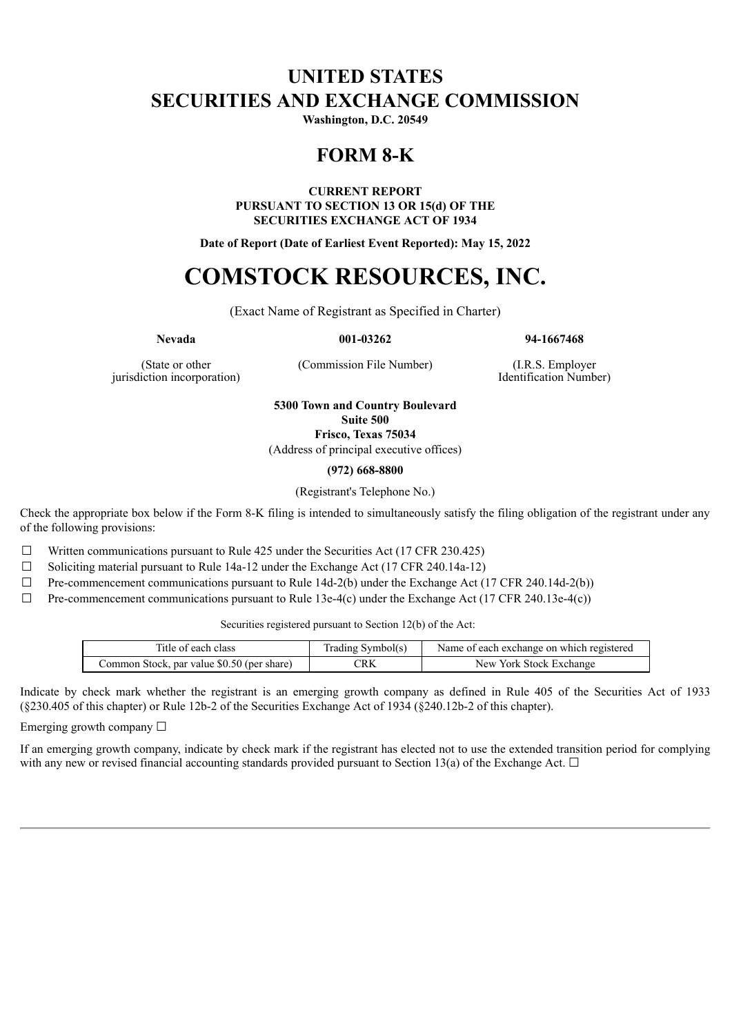# UNITED STATES
# SECURITIES AND EXCHANGE COMMISSION

**Washington, D.C. 20549**

# FORM 8-K

**CURRENT REPORT**
**PURSUANT TO SECTION 13 OR 15(d) OF THE**
**SECURITIES EXCHANGE ACT OF 1934**

**Date of Report (Date of Earliest Event Reported): May 15, 2022**

# COMSTOCK RESOURCES, INC.

(Exact Name of Registrant as Specified in Charter)

| **Nevada** | **001-03262** | **94-1667468** |
|---|---|---|
| (State or other jurisdiction incorporation) | (Commission File Number) | (I.R.S. Employer Identification Number) |

**5300 Town and Country Boulevard**
**Suite 500**
**Frisco, Texas 75034**
(Address of principal executive offices)

**(972) 668-8800**

(Registrant's Telephone No.)

Check the appropriate box below if the Form 8-K filing is intended to simultaneously satisfy the filing obligation of the registrant under any of the following provisions:

☐ Written communications pursuant to Rule 425 under the Securities Act (17 CFR 230.425)

☐ Soliciting material pursuant to Rule 14a-12 under the Exchange Act (17 CFR 240.14a-12)

☐ Pre-commencement communications pursuant to Rule 14d-2(b) under the Exchange Act (17 CFR 240.14d-2(b))

☐ Pre-commencement communications pursuant to Rule 13e-4(c) under the Exchange Act (17 CFR 240.13e-4(c))

Securities registered pursuant to Section 12(b) of the Act:

| Title of each class | Trading Symbol(s) | Name of each exchange on which registered |
|---|---|---|
| Common Stock, par value $0.50 (per share) | CRK | New York Stock Exchange |

Indicate by check mark whether the registrant is an emerging growth company as defined in Rule 405 of the Securities Act of 1933 (§230.405 of this chapter) or Rule 12b-2 of the Securities Exchange Act of 1934 (§240.12b-2 of this chapter).

Emerging growth company ☐

If an emerging growth company, indicate by check mark if the registrant has elected not to use the extended transition period for complying with any new or revised financial accounting standards provided pursuant to Section 13(a) of the Exchange Act. ☐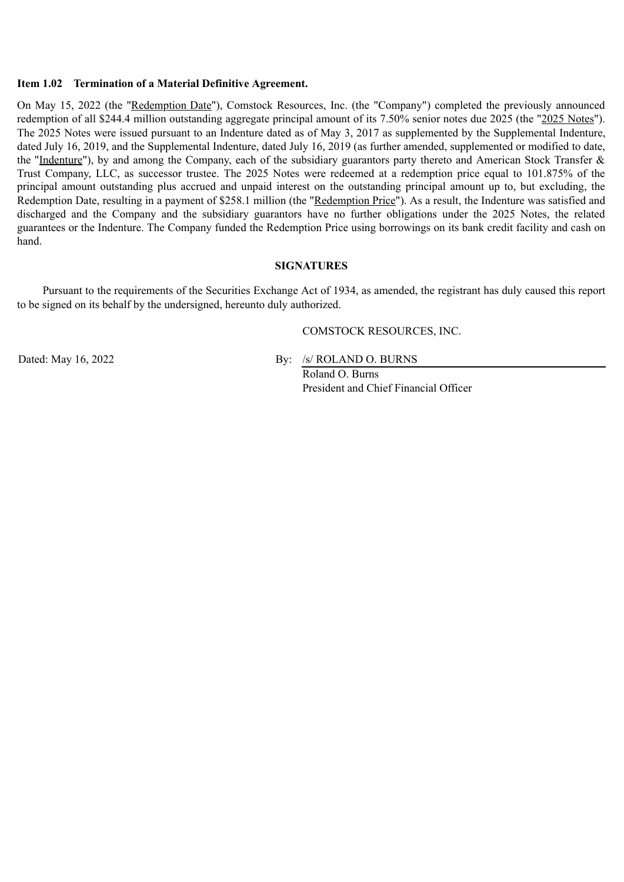**Item 1.02 Termination of a Material Definitive Agreement.**

On May 15, 2022 (the "Redemption Date"), Comstock Resources, Inc. (the "Company") completed the previously announced redemption of all $244.4 million outstanding aggregate principal amount of its 7.50% senior notes due 2025 (the "2025 Notes"). The 2025 Notes were issued pursuant to an Indenture dated as of May 3, 2017 as supplemented by the Supplemental Indenture, dated July 16, 2019, and the Supplemental Indenture, dated July 16, 2019 (as further amended, supplemented or modified to date, the "Indenture"), by and among the Company, each of the subsidiary guarantors party thereto and American Stock Transfer & Trust Company, LLC, as successor trustee. The 2025 Notes were redeemed at a redemption price equal to 101.875% of the principal amount outstanding plus accrued and unpaid interest on the outstanding principal amount up to, but excluding, the Redemption Date, resulting in a payment of $258.1 million (the "Redemption Price"). As a result, the Indenture was satisfied and discharged and the Company and the subsidiary guarantors have no further obligations under the 2025 Notes, the related guarantees or the Indenture. The Company funded the Redemption Price using borrowings on its bank credit facility and cash on hand.

**SIGNATURES**

Pursuant to the requirements of the Securities Exchange Act of 1934, as amended, the registrant has duly caused this report to be signed on its behalf by the undersigned, hereunto duly authorized.

COMSTOCK RESOURCES, INC.

Dated: May 16, 2022

By: /s/ ROLAND O. BURNS
Roland O. Burns
President and Chief Financial Officer